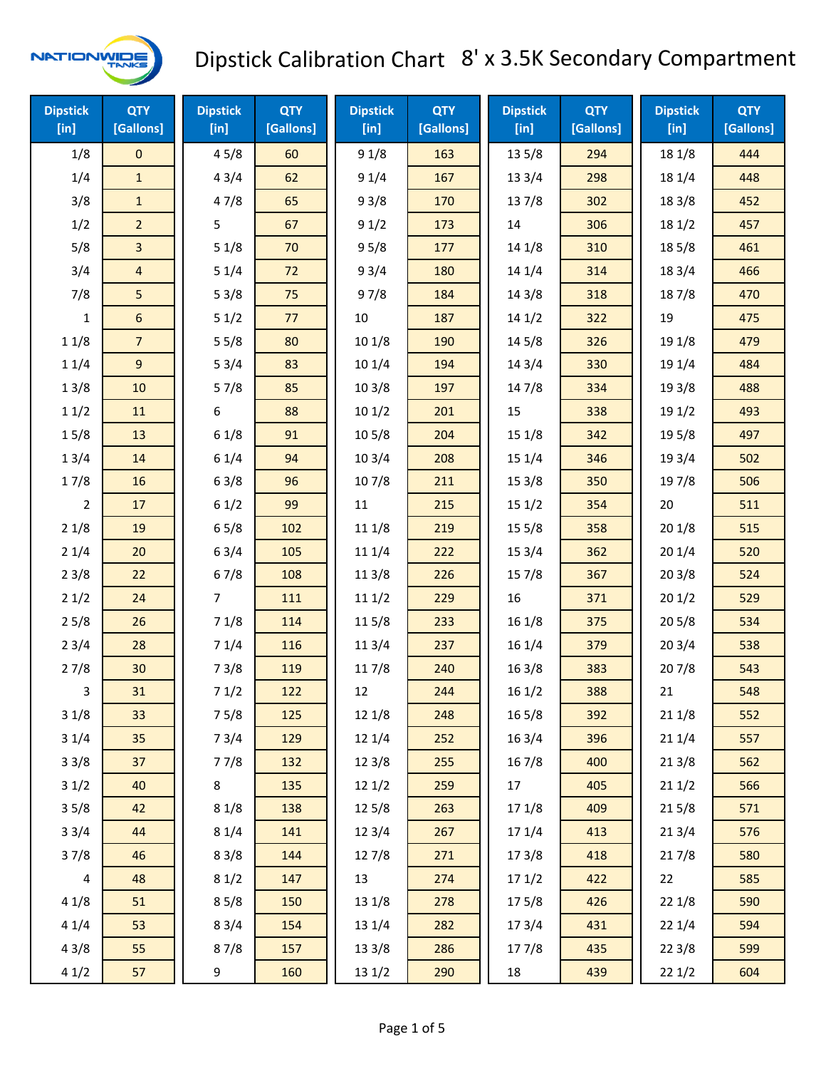# Dipstick Calibration Chart 8' x 3.5K Secondary Compartment

| Dipstick [in] | QTY [Gallons] | Dipstick [in] | QTY [Gallons] | Dipstick [in] | QTY [Gallons] | Dipstick [in] | QTY [Gallons] | Dipstick [in] | QTY [Gallons] |
|---|---|---|---|---|---|---|---|---|---|
| 1/8 | 0 | 4 5/8 | 60 | 9 1/8 | 163 | 13 5/8 | 294 | 18 1/8 | 444 |
| 1/4 | 1 | 4 3/4 | 62 | 9 1/4 | 167 | 13 3/4 | 298 | 18 1/4 | 448 |
| 3/8 | 1 | 4 7/8 | 65 | 9 3/8 | 170 | 13 7/8 | 302 | 18 3/8 | 452 |
| 1/2 | 2 | 5 | 67 | 9 1/2 | 173 | 14 | 306 | 18 1/2 | 457 |
| 5/8 | 3 | 5 1/8 | 70 | 9 5/8 | 177 | 14 1/8 | 310 | 18 5/8 | 461 |
| 3/4 | 4 | 5 1/4 | 72 | 9 3/4 | 180 | 14 1/4 | 314 | 18 3/4 | 466 |
| 7/8 | 5 | 5 3/8 | 75 | 9 7/8 | 184 | 14 3/8 | 318 | 18 7/8 | 470 |
| 1 | 6 | 5 1/2 | 77 | 10 | 187 | 14 1/2 | 322 | 19 | 475 |
| 1 1/8 | 7 | 5 5/8 | 80 | 10 1/8 | 190 | 14 5/8 | 326 | 19 1/8 | 479 |
| 1 1/4 | 9 | 5 3/4 | 83 | 10 1/4 | 194 | 14 3/4 | 330 | 19 1/4 | 484 |
| 1 3/8 | 10 | 5 7/8 | 85 | 10 3/8 | 197 | 14 7/8 | 334 | 19 3/8 | 488 |
| 1 1/2 | 11 | 6 | 88 | 10 1/2 | 201 | 15 | 338 | 19 1/2 | 493 |
| 1 5/8 | 13 | 6 1/8 | 91 | 10 5/8 | 204 | 15 1/8 | 342 | 19 5/8 | 497 |
| 1 3/4 | 14 | 6 1/4 | 94 | 10 3/4 | 208 | 15 1/4 | 346 | 19 3/4 | 502 |
| 1 7/8 | 16 | 6 3/8 | 96 | 10 7/8 | 211 | 15 3/8 | 350 | 19 7/8 | 506 |
| 2 | 17 | 6 1/2 | 99 | 11 | 215 | 15 1/2 | 354 | 20 | 511 |
| 2 1/8 | 19 | 6 5/8 | 102 | 11 1/8 | 219 | 15 5/8 | 358 | 20 1/8 | 515 |
| 2 1/4 | 20 | 6 3/4 | 105 | 11 1/4 | 222 | 15 3/4 | 362 | 20 1/4 | 520 |
| 2 3/8 | 22 | 6 7/8 | 108 | 11 3/8 | 226 | 15 7/8 | 367 | 20 3/8 | 524 |
| 2 1/2 | 24 | 7 | 111 | 11 1/2 | 229 | 16 | 371 | 20 1/2 | 529 |
| 2 5/8 | 26 | 7 1/8 | 114 | 11 5/8 | 233 | 16 1/8 | 375 | 20 5/8 | 534 |
| 2 3/4 | 28 | 7 1/4 | 116 | 11 3/4 | 237 | 16 1/4 | 379 | 20 3/4 | 538 |
| 2 7/8 | 30 | 7 3/8 | 119 | 11 7/8 | 240 | 16 3/8 | 383 | 20 7/8 | 543 |
| 3 | 31 | 7 1/2 | 122 | 12 | 244 | 16 1/2 | 388 | 21 | 548 |
| 3 1/8 | 33 | 7 5/8 | 125 | 12 1/8 | 248 | 16 5/8 | 392 | 21 1/8 | 552 |
| 3 1/4 | 35 | 7 3/4 | 129 | 12 1/4 | 252 | 16 3/4 | 396 | 21 1/4 | 557 |
| 3 3/8 | 37 | 7 7/8 | 132 | 12 3/8 | 255 | 16 7/8 | 400 | 21 3/8 | 562 |
| 3 1/2 | 40 | 8 | 135 | 12 1/2 | 259 | 17 | 405 | 21 1/2 | 566 |
| 3 5/8 | 42 | 8 1/8 | 138 | 12 5/8 | 263 | 17 1/8 | 409 | 21 5/8 | 571 |
| 3 3/4 | 44 | 8 1/4 | 141 | 12 3/4 | 267 | 17 1/4 | 413 | 21 3/4 | 576 |
| 3 7/8 | 46 | 8 3/8 | 144 | 12 7/8 | 271 | 17 3/8 | 418 | 21 7/8 | 580 |
| 4 | 48 | 8 1/2 | 147 | 13 | 274 | 17 1/2 | 422 | 22 | 585 |
| 4 1/8 | 51 | 8 5/8 | 150 | 13 1/8 | 278 | 17 5/8 | 426 | 22 1/8 | 590 |
| 4 1/4 | 53 | 8 3/4 | 154 | 13 1/4 | 282 | 17 3/4 | 431 | 22 1/4 | 594 |
| 4 3/8 | 55 | 8 7/8 | 157 | 13 3/8 | 286 | 17 7/8 | 435 | 22 3/8 | 599 |
| 4 1/2 | 57 | 9 | 160 | 13 1/2 | 290 | 18 | 439 | 22 1/2 | 604 |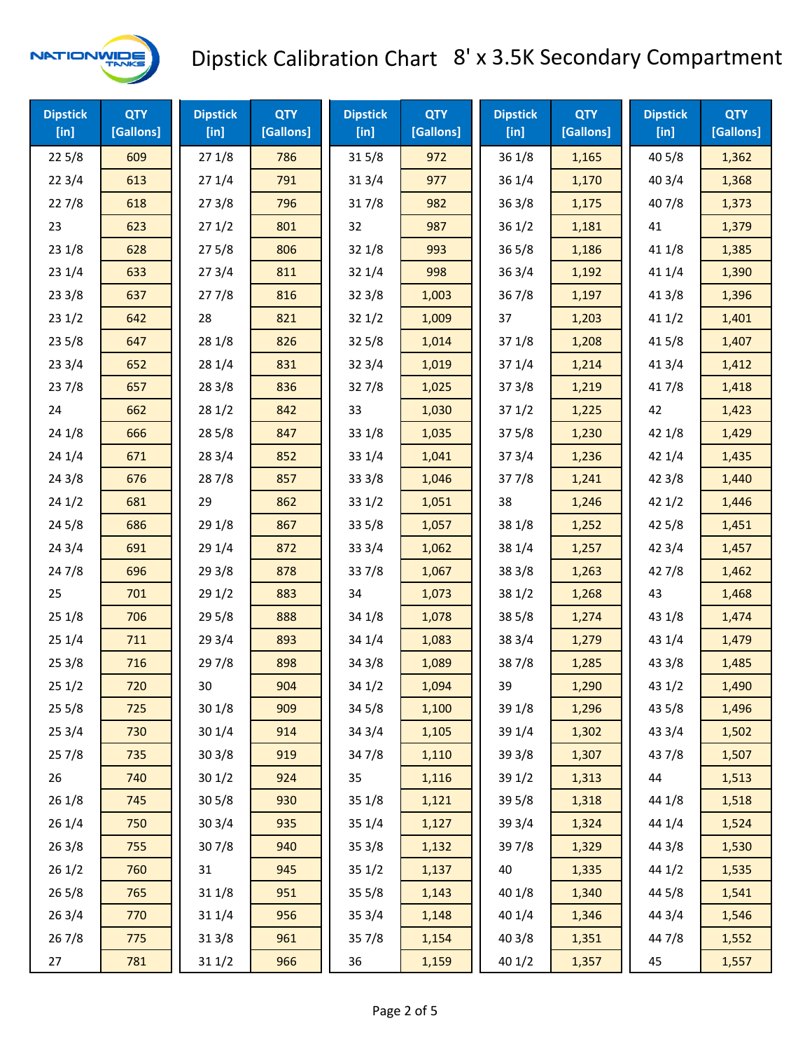# Dipstick Calibration Chart 8' x 3.5K Secondary Compartment

| Dipstick [in] | QTY [Gallons] | Dipstick [in] | QTY [Gallons] | Dipstick [in] | QTY [Gallons] | Dipstick [in] | QTY [Gallons] | Dipstick [in] | QTY [Gallons] |
|---|---|---|---|---|---|---|---|---|---|
| 22 5/8 | 609 | 27 1/8 | 786 | 31 5/8 | 972 | 36 1/8 | 1,165 | 40 5/8 | 1,362 |
| 22 3/4 | 613 | 27 1/4 | 791 | 31 3/4 | 977 | 36 1/4 | 1,170 | 40 3/4 | 1,368 |
| 22 7/8 | 618 | 27 3/8 | 796 | 31 7/8 | 982 | 36 3/8 | 1,175 | 40 7/8 | 1,373 |
| 23 | 623 | 27 1/2 | 801 | 32 | 987 | 36 1/2 | 1,181 | 41 | 1,379 |
| 23 1/8 | 628 | 27 5/8 | 806 | 32 1/8 | 993 | 36 5/8 | 1,186 | 41 1/8 | 1,385 |
| 23 1/4 | 633 | 27 3/4 | 811 | 32 1/4 | 998 | 36 3/4 | 1,192 | 41 1/4 | 1,390 |
| 23 3/8 | 637 | 27 7/8 | 816 | 32 3/8 | 1,003 | 36 7/8 | 1,197 | 41 3/8 | 1,396 |
| 23 1/2 | 642 | 28 | 821 | 32 1/2 | 1,009 | 37 | 1,203 | 41 1/2 | 1,401 |
| 23 5/8 | 647 | 28 1/8 | 826 | 32 5/8 | 1,014 | 37 1/8 | 1,208 | 41 5/8 | 1,407 |
| 23 3/4 | 652 | 28 1/4 | 831 | 32 3/4 | 1,019 | 37 1/4 | 1,214 | 41 3/4 | 1,412 |
| 23 7/8 | 657 | 28 3/8 | 836 | 32 7/8 | 1,025 | 37 3/8 | 1,219 | 41 7/8 | 1,418 |
| 24 | 662 | 28 1/2 | 842 | 33 | 1,030 | 37 1/2 | 1,225 | 42 | 1,423 |
| 24 1/8 | 666 | 28 5/8 | 847 | 33 1/8 | 1,035 | 37 5/8 | 1,230 | 42 1/8 | 1,429 |
| 24 1/4 | 671 | 28 3/4 | 852 | 33 1/4 | 1,041 | 37 3/4 | 1,236 | 42 1/4 | 1,435 |
| 24 3/8 | 676 | 28 7/8 | 857 | 33 3/8 | 1,046 | 37 7/8 | 1,241 | 42 3/8 | 1,440 |
| 24 1/2 | 681 | 29 | 862 | 33 1/2 | 1,051 | 38 | 1,246 | 42 1/2 | 1,446 |
| 24 5/8 | 686 | 29 1/8 | 867 | 33 5/8 | 1,057 | 38 1/8 | 1,252 | 42 5/8 | 1,451 |
| 24 3/4 | 691 | 29 1/4 | 872 | 33 3/4 | 1,062 | 38 1/4 | 1,257 | 42 3/4 | 1,457 |
| 24 7/8 | 696 | 29 3/8 | 878 | 33 7/8 | 1,067 | 38 3/8 | 1,263 | 42 7/8 | 1,462 |
| 25 | 701 | 29 1/2 | 883 | 34 | 1,073 | 38 1/2 | 1,268 | 43 | 1,468 |
| 25 1/8 | 706 | 29 5/8 | 888 | 34 1/8 | 1,078 | 38 5/8 | 1,274 | 43 1/8 | 1,474 |
| 25 1/4 | 711 | 29 3/4 | 893 | 34 1/4 | 1,083 | 38 3/4 | 1,279 | 43 1/4 | 1,479 |
| 25 3/8 | 716 | 29 7/8 | 898 | 34 3/8 | 1,089 | 38 7/8 | 1,285 | 43 3/8 | 1,485 |
| 25 1/2 | 720 | 30 | 904 | 34 1/2 | 1,094 | 39 | 1,290 | 43 1/2 | 1,490 |
| 25 5/8 | 725 | 30 1/8 | 909 | 34 5/8 | 1,100 | 39 1/8 | 1,296 | 43 5/8 | 1,496 |
| 25 3/4 | 730 | 30 1/4 | 914 | 34 3/4 | 1,105 | 39 1/4 | 1,302 | 43 3/4 | 1,502 |
| 25 7/8 | 735 | 30 3/8 | 919 | 34 7/8 | 1,110 | 39 3/8 | 1,307 | 43 7/8 | 1,507 |
| 26 | 740 | 30 1/2 | 924 | 35 | 1,116 | 39 1/2 | 1,313 | 44 | 1,513 |
| 26 1/8 | 745 | 30 5/8 | 930 | 35 1/8 | 1,121 | 39 5/8 | 1,318 | 44 1/8 | 1,518 |
| 26 1/4 | 750 | 30 3/4 | 935 | 35 1/4 | 1,127 | 39 3/4 | 1,324 | 44 1/4 | 1,524 |
| 26 3/8 | 755 | 30 7/8 | 940 | 35 3/8 | 1,132 | 39 7/8 | 1,329 | 44 3/8 | 1,530 |
| 26 1/2 | 760 | 31 | 945 | 35 1/2 | 1,137 | 40 | 1,335 | 44 1/2 | 1,535 |
| 26 5/8 | 765 | 31 1/8 | 951 | 35 5/8 | 1,143 | 40 1/8 | 1,340 | 44 5/8 | 1,541 |
| 26 3/4 | 770 | 31 1/4 | 956 | 35 3/4 | 1,148 | 40 1/4 | 1,346 | 44 3/4 | 1,546 |
| 26 7/8 | 775 | 31 3/8 | 961 | 35 7/8 | 1,154 | 40 3/8 | 1,351 | 44 7/8 | 1,552 |
| 27 | 781 | 31 1/2 | 966 | 36 | 1,159 | 40 1/2 | 1,357 | 45 | 1,557 |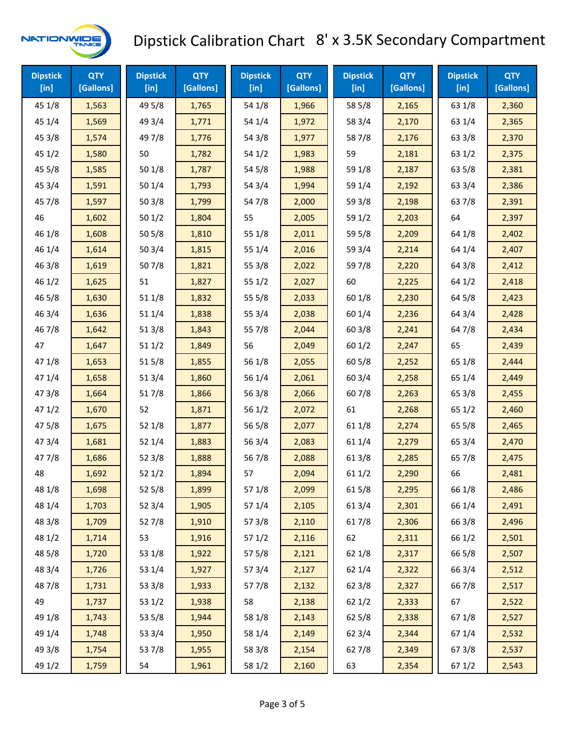# Dipstick Calibration Chart 8' x 3.5K Secondary Compartment

| Dipstick [in] | QTY [Gallons] | Dipstick [in] | QTY [Gallons] | Dipstick [in] | QTY [Gallons] | Dipstick [in] | QTY [Gallons] | Dipstick [in] | QTY [Gallons] |
|---|---|---|---|---|---|---|---|---|---|
| 45 1/8 | 1,563 | 49 5/8 | 1,765 | 54 1/8 | 1,966 | 58 5/8 | 2,165 | 63 1/8 | 2,360 |
| 45 1/4 | 1,569 | 49 3/4 | 1,771 | 54 1/4 | 1,972 | 58 3/4 | 2,170 | 63 1/4 | 2,365 |
| 45 3/8 | 1,574 | 49 7/8 | 1,776 | 54 3/8 | 1,977 | 58 7/8 | 2,176 | 63 3/8 | 2,370 |
| 45 1/2 | 1,580 | 50 | 1,782 | 54 1/2 | 1,983 | 59 | 2,181 | 63 1/2 | 2,375 |
| 45 5/8 | 1,585 | 50 1/8 | 1,787 | 54 5/8 | 1,988 | 59 1/8 | 2,187 | 63 5/8 | 2,381 |
| 45 3/4 | 1,591 | 50 1/4 | 1,793 | 54 3/4 | 1,994 | 59 1/4 | 2,192 | 63 3/4 | 2,386 |
| 45 7/8 | 1,597 | 50 3/8 | 1,799 | 54 7/8 | 2,000 | 59 3/8 | 2,198 | 63 7/8 | 2,391 |
| 46 | 1,602 | 50 1/2 | 1,804 | 55 | 2,005 | 59 1/2 | 2,203 | 64 | 2,397 |
| 46 1/8 | 1,608 | 50 5/8 | 1,810 | 55 1/8 | 2,011 | 59 5/8 | 2,209 | 64 1/8 | 2,402 |
| 46 1/4 | 1,614 | 50 3/4 | 1,815 | 55 1/4 | 2,016 | 59 3/4 | 2,214 | 64 1/4 | 2,407 |
| 46 3/8 | 1,619 | 50 7/8 | 1,821 | 55 3/8 | 2,022 | 59 7/8 | 2,220 | 64 3/8 | 2,412 |
| 46 1/2 | 1,625 | 51 | 1,827 | 55 1/2 | 2,027 | 60 | 2,225 | 64 1/2 | 2,418 |
| 46 5/8 | 1,630 | 51 1/8 | 1,832 | 55 5/8 | 2,033 | 60 1/8 | 2,230 | 64 5/8 | 2,423 |
| 46 3/4 | 1,636 | 51 1/4 | 1,838 | 55 3/4 | 2,038 | 60 1/4 | 2,236 | 64 3/4 | 2,428 |
| 46 7/8 | 1,642 | 51 3/8 | 1,843 | 55 7/8 | 2,044 | 60 3/8 | 2,241 | 64 7/8 | 2,434 |
| 47 | 1,647 | 51 1/2 | 1,849 | 56 | 2,049 | 60 1/2 | 2,247 | 65 | 2,439 |
| 47 1/8 | 1,653 | 51 5/8 | 1,855 | 56 1/8 | 2,055 | 60 5/8 | 2,252 | 65 1/8 | 2,444 |
| 47 1/4 | 1,658 | 51 3/4 | 1,860 | 56 1/4 | 2,061 | 60 3/4 | 2,258 | 65 1/4 | 2,449 |
| 47 3/8 | 1,664 | 51 7/8 | 1,866 | 56 3/8 | 2,066 | 60 7/8 | 2,263 | 65 3/8 | 2,455 |
| 47 1/2 | 1,670 | 52 | 1,871 | 56 1/2 | 2,072 | 61 | 2,268 | 65 1/2 | 2,460 |
| 47 5/8 | 1,675 | 52 1/8 | 1,877 | 56 5/8 | 2,077 | 61 1/8 | 2,274 | 65 5/8 | 2,465 |
| 47 3/4 | 1,681 | 52 1/4 | 1,883 | 56 3/4 | 2,083 | 61 1/4 | 2,279 | 65 3/4 | 2,470 |
| 47 7/8 | 1,686 | 52 3/8 | 1,888 | 56 7/8 | 2,088 | 61 3/8 | 2,285 | 65 7/8 | 2,475 |
| 48 | 1,692 | 52 1/2 | 1,894 | 57 | 2,094 | 61 1/2 | 2,290 | 66 | 2,481 |
| 48 1/8 | 1,698 | 52 5/8 | 1,899 | 57 1/8 | 2,099 | 61 5/8 | 2,295 | 66 1/8 | 2,486 |
| 48 1/4 | 1,703 | 52 3/4 | 1,905 | 57 1/4 | 2,105 | 61 3/4 | 2,301 | 66 1/4 | 2,491 |
| 48 3/8 | 1,709 | 52 7/8 | 1,910 | 57 3/8 | 2,110 | 61 7/8 | 2,306 | 66 3/8 | 2,496 |
| 48 1/2 | 1,714 | 53 | 1,916 | 57 1/2 | 2,116 | 62 | 2,311 | 66 1/2 | 2,501 |
| 48 5/8 | 1,720 | 53 1/8 | 1,922 | 57 5/8 | 2,121 | 62 1/8 | 2,317 | 66 5/8 | 2,507 |
| 48 3/4 | 1,726 | 53 1/4 | 1,927 | 57 3/4 | 2,127 | 62 1/4 | 2,322 | 66 3/4 | 2,512 |
| 48 7/8 | 1,731 | 53 3/8 | 1,933 | 57 7/8 | 2,132 | 62 3/8 | 2,327 | 66 7/8 | 2,517 |
| 49 | 1,737 | 53 1/2 | 1,938 | 58 | 2,138 | 62 1/2 | 2,333 | 67 | 2,522 |
| 49 1/8 | 1,743 | 53 5/8 | 1,944 | 58 1/8 | 2,143 | 62 5/8 | 2,338 | 67 1/8 | 2,527 |
| 49 1/4 | 1,748 | 53 3/4 | 1,950 | 58 1/4 | 2,149 | 62 3/4 | 2,344 | 67 1/4 | 2,532 |
| 49 3/8 | 1,754 | 53 7/8 | 1,955 | 58 3/8 | 2,154 | 62 7/8 | 2,349 | 67 3/8 | 2,537 |
| 49 1/2 | 1,759 | 54 | 1,961 | 58 1/2 | 2,160 | 63 | 2,354 | 67 1/2 | 2,543 |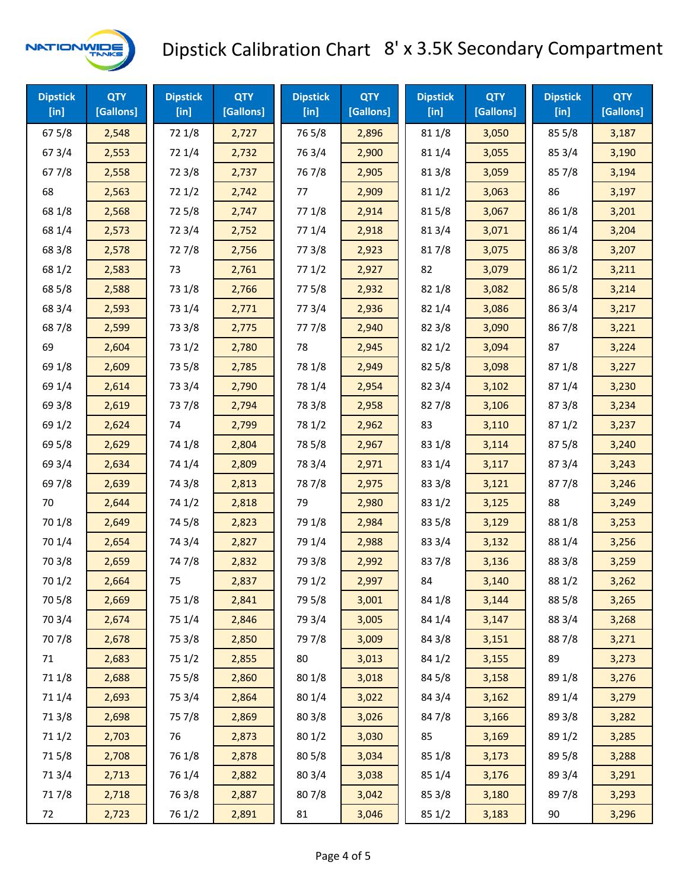# Dipstick Calibration Chart 8' x 3.5K Secondary Compartment

| Dipstick [in] | QTY [Gallons] | Dipstick [in] | QTY [Gallons] | Dipstick [in] | QTY [Gallons] | Dipstick [in] | QTY [Gallons] | Dipstick [in] | QTY [Gallons] |
|---|---|---|---|---|---|---|---|---|---|
| 67 5/8 | 2,548 | 72 1/8 | 2,727 | 76 5/8 | 2,896 | 81 1/8 | 3,050 | 85 5/8 | 3,187 |
| 67 3/4 | 2,553 | 72 1/4 | 2,732 | 76 3/4 | 2,900 | 81 1/4 | 3,055 | 85 3/4 | 3,190 |
| 67 7/8 | 2,558 | 72 3/8 | 2,737 | 76 7/8 | 2,905 | 81 3/8 | 3,059 | 85 7/8 | 3,194 |
| 68 | 2,563 | 72 1/2 | 2,742 | 77 | 2,909 | 81 1/2 | 3,063 | 86 | 3,197 |
| 68 1/8 | 2,568 | 72 5/8 | 2,747 | 77 1/8 | 2,914 | 81 5/8 | 3,067 | 86 1/8 | 3,201 |
| 68 1/4 | 2,573 | 72 3/4 | 2,752 | 77 1/4 | 2,918 | 81 3/4 | 3,071 | 86 1/4 | 3,204 |
| 68 3/8 | 2,578 | 72 7/8 | 2,756 | 77 3/8 | 2,923 | 81 7/8 | 3,075 | 86 3/8 | 3,207 |
| 68 1/2 | 2,583 | 73 | 2,761 | 77 1/2 | 2,927 | 82 | 3,079 | 86 1/2 | 3,211 |
| 68 5/8 | 2,588 | 73 1/8 | 2,766 | 77 5/8 | 2,932 | 82 1/8 | 3,082 | 86 5/8 | 3,214 |
| 68 3/4 | 2,593 | 73 1/4 | 2,771 | 77 3/4 | 2,936 | 82 1/4 | 3,086 | 86 3/4 | 3,217 |
| 68 7/8 | 2,599 | 73 3/8 | 2,775 | 77 7/8 | 2,940 | 82 3/8 | 3,090 | 86 7/8 | 3,221 |
| 69 | 2,604 | 73 1/2 | 2,780 | 78 | 2,945 | 82 1/2 | 3,094 | 87 | 3,224 |
| 69 1/8 | 2,609 | 73 5/8 | 2,785 | 78 1/8 | 2,949 | 82 5/8 | 3,098 | 87 1/8 | 3,227 |
| 69 1/4 | 2,614 | 73 3/4 | 2,790 | 78 1/4 | 2,954 | 82 3/4 | 3,102 | 87 1/4 | 3,230 |
| 69 3/8 | 2,619 | 73 7/8 | 2,794 | 78 3/8 | 2,958 | 82 7/8 | 3,106 | 87 3/8 | 3,234 |
| 69 1/2 | 2,624 | 74 | 2,799 | 78 1/2 | 2,962 | 83 | 3,110 | 87 1/2 | 3,237 |
| 69 5/8 | 2,629 | 74 1/8 | 2,804 | 78 5/8 | 2,967 | 83 1/8 | 3,114 | 87 5/8 | 3,240 |
| 69 3/4 | 2,634 | 74 1/4 | 2,809 | 78 3/4 | 2,971 | 83 1/4 | 3,117 | 87 3/4 | 3,243 |
| 69 7/8 | 2,639 | 74 3/8 | 2,813 | 78 7/8 | 2,975 | 83 3/8 | 3,121 | 87 7/8 | 3,246 |
| 70 | 2,644 | 74 1/2 | 2,818 | 79 | 2,980 | 83 1/2 | 3,125 | 88 | 3,249 |
| 70 1/8 | 2,649 | 74 5/8 | 2,823 | 79 1/8 | 2,984 | 83 5/8 | 3,129 | 88 1/8 | 3,253 |
| 70 1/4 | 2,654 | 74 3/4 | 2,827 | 79 1/4 | 2,988 | 83 3/4 | 3,132 | 88 1/4 | 3,256 |
| 70 3/8 | 2,659 | 74 7/8 | 2,832 | 79 3/8 | 2,992 | 83 7/8 | 3,136 | 88 3/8 | 3,259 |
| 70 1/2 | 2,664 | 75 | 2,837 | 79 1/2 | 2,997 | 84 | 3,140 | 88 1/2 | 3,262 |
| 70 5/8 | 2,669 | 75 1/8 | 2,841 | 79 5/8 | 3,001 | 84 1/8 | 3,144 | 88 5/8 | 3,265 |
| 70 3/4 | 2,674 | 75 1/4 | 2,846 | 79 3/4 | 3,005 | 84 1/4 | 3,147 | 88 3/4 | 3,268 |
| 70 7/8 | 2,678 | 75 3/8 | 2,850 | 79 7/8 | 3,009 | 84 3/8 | 3,151 | 88 7/8 | 3,271 |
| 71 | 2,683 | 75 1/2 | 2,855 | 80 | 3,013 | 84 1/2 | 3,155 | 89 | 3,273 |
| 71 1/8 | 2,688 | 75 5/8 | 2,860 | 80 1/8 | 3,018 | 84 5/8 | 3,158 | 89 1/8 | 3,276 |
| 71 1/4 | 2,693 | 75 3/4 | 2,864 | 80 1/4 | 3,022 | 84 3/4 | 3,162 | 89 1/4 | 3,279 |
| 71 3/8 | 2,698 | 75 7/8 | 2,869 | 80 3/8 | 3,026 | 84 7/8 | 3,166 | 89 3/8 | 3,282 |
| 71 1/2 | 2,703 | 76 | 2,873 | 80 1/2 | 3,030 | 85 | 3,169 | 89 1/2 | 3,285 |
| 71 5/8 | 2,708 | 76 1/8 | 2,878 | 80 5/8 | 3,034 | 85 1/8 | 3,173 | 89 5/8 | 3,288 |
| 71 3/4 | 2,713 | 76 1/4 | 2,882 | 80 3/4 | 3,038 | 85 1/4 | 3,176 | 89 3/4 | 3,291 |
| 71 7/8 | 2,718 | 76 3/8 | 2,887 | 80 7/8 | 3,042 | 85 3/8 | 3,180 | 89 7/8 | 3,293 |
| 72 | 2,723 | 76 1/2 | 2,891 | 81 | 3,046 | 85 1/2 | 3,183 | 90 | 3,296 |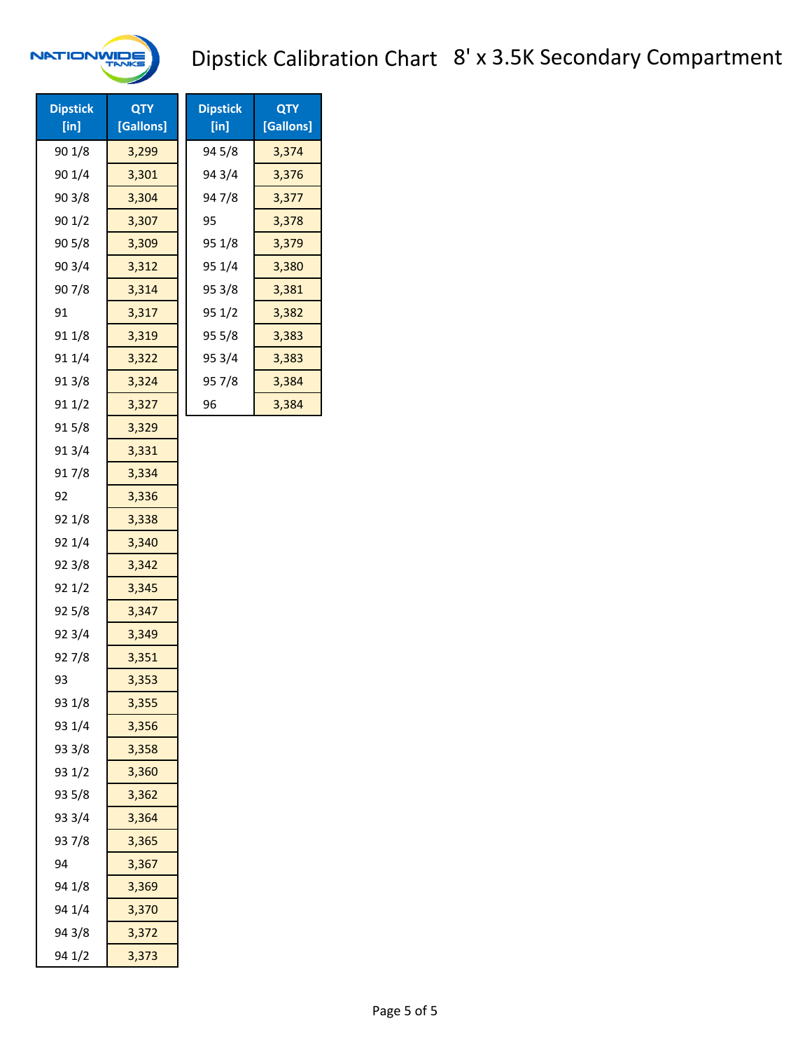# Dipstick Calibration Chart 8' x 3.5K Secondary Compartment

| Dipstick [in] | QTY [Gallons] |
|---|---|
| 90 1/8 | 3,299 |
| 90 1/4 | 3,301 |
| 90 3/8 | 3,304 |
| 90 1/2 | 3,307 |
| 90 5/8 | 3,309 |
| 90 3/4 | 3,312 |
| 90 7/8 | 3,314 |
| 91 | 3,317 |
| 91 1/8 | 3,319 |
| 91 1/4 | 3,322 |
| 91 3/8 | 3,324 |
| 91 1/2 | 3,327 |
| 91 5/8 | 3,329 |
| 91 3/4 | 3,331 |
| 91 7/8 | 3,334 |
| 92 | 3,336 |
| 92 1/8 | 3,338 |
| 92 1/4 | 3,340 |
| 92 3/8 | 3,342 |
| 92 1/2 | 3,345 |
| 92 5/8 | 3,347 |
| 92 3/4 | 3,349 |
| 92 7/8 | 3,351 |
| 93 | 3,353 |
| 93 1/8 | 3,355 |
| 93 1/4 | 3,356 |
| 93 3/8 | 3,358 |
| 93 1/2 | 3,360 |
| 93 5/8 | 3,362 |
| 93 3/4 | 3,364 |
| 93 7/8 | 3,365 |
| 94 | 3,367 |
| 94 1/8 | 3,369 |
| 94 1/4 | 3,370 |
| 94 3/8 | 3,372 |
| 94 1/2 | 3,373 |
| 94 5/8 | 3,374 |
| 94 3/4 | 3,376 |
| 94 7/8 | 3,377 |
| 95 | 3,378 |
| 95 1/8 | 3,379 |
| 95 1/4 | 3,380 |
| 95 3/8 | 3,381 |
| 95 1/2 | 3,382 |
| 95 5/8 | 3,383 |
| 95 3/4 | 3,383 |
| 95 7/8 | 3,384 |
| 96 | 3,384 |